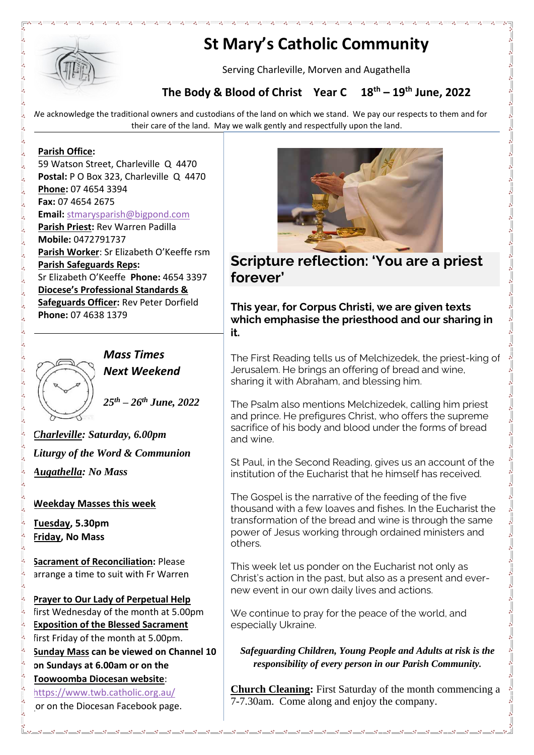# St Mary's Catholic Community

Serving Charleville, Morven and Augathella

## The Body & Blood of Christ Year C 18th – 19th June, 2022

We acknowledge the traditional owners and custodians of the land on which we stand. We pay our respects to them and for their care of the land. May we walk gently and respectfully upon the land.

**Parish Office:**
59 Watson Street, Charleville Q 4470
**Postal:** P O Box 323, Charleville Q 4470
**Phone:** 07 4654 3394
**Fax:** 07 4654 2675
**Email:** stmarysparish@bigpond.com
**Parish Priest:** Rev Warren Padilla
**Mobile:** 0472791737
**Parish Worker**: Sr Elizabeth O'Keeffe rsm
**Parish Safeguards Reps:**
Sr Elizabeth O'Keeffe **Phone:** 4654 3397
**Diocese's Professional Standards & Safeguards Officer:** Rev Peter Dorfield
**Phone:** 07 4638 1379

### *Mass Times Next Weekend*

***25th – 26th June, 2022***

***Charleville: Saturday, 6.00pm***
***Liturgy of the Word & Communion***
***Augathella: No Mass***

**Weekday Masses this week**

**Tuesday, 5.30pm**
**Friday, No Mass**

**Sacrament of Reconciliation:** Please arrange a time to suit with Fr Warren

**Prayer to Our Lady of Perpetual Help**
first Wednesday of the month at 5.00pm
**Exposition of the Blessed Sacrament**
first Friday of the month at 5.00pm.
**Sunday Mass can be viewed on Channel 10 on Sundays at 6.00am or on the Toowoomba Diocesan website**:
https://www.twb.catholic.org.au/
or on the Diocesan Facebook page.

## Scripture reflection: 'You are a priest forever'

**This year, for Corpus Christi, we are given texts which emphasise the priesthood and our sharing in it.**

The First Reading tells us of Melchizedek, the priest-king of Jerusalem. He brings an offering of bread and wine, sharing it with Abraham, and blessing him.

The Psalm also mentions Melchizedek, calling him priest and prince. He prefigures Christ, who offers the supreme sacrifice of his body and blood under the forms of bread and wine.

St Paul, in the Second Reading, gives us an account of the institution of the Eucharist that he himself has received.

The Gospel is the narrative of the feeding of the five thousand with a few loaves and fishes. In the Eucharist the transformation of the bread and wine is through the same power of Jesus working through ordained ministers and others.

This week let us ponder on the Eucharist not only as Christ's action in the past, but also as a present and ever-new event in our own daily lives and actions.

We continue to pray for the peace of the world, and especially Ukraine.

***Safeguarding Children, Young People and Adults at risk is the responsibility of every person in our Parish Community.***

**Church Cleaning:** First Saturday of the month commencing a 7-7.30am. Come along and enjoy the company.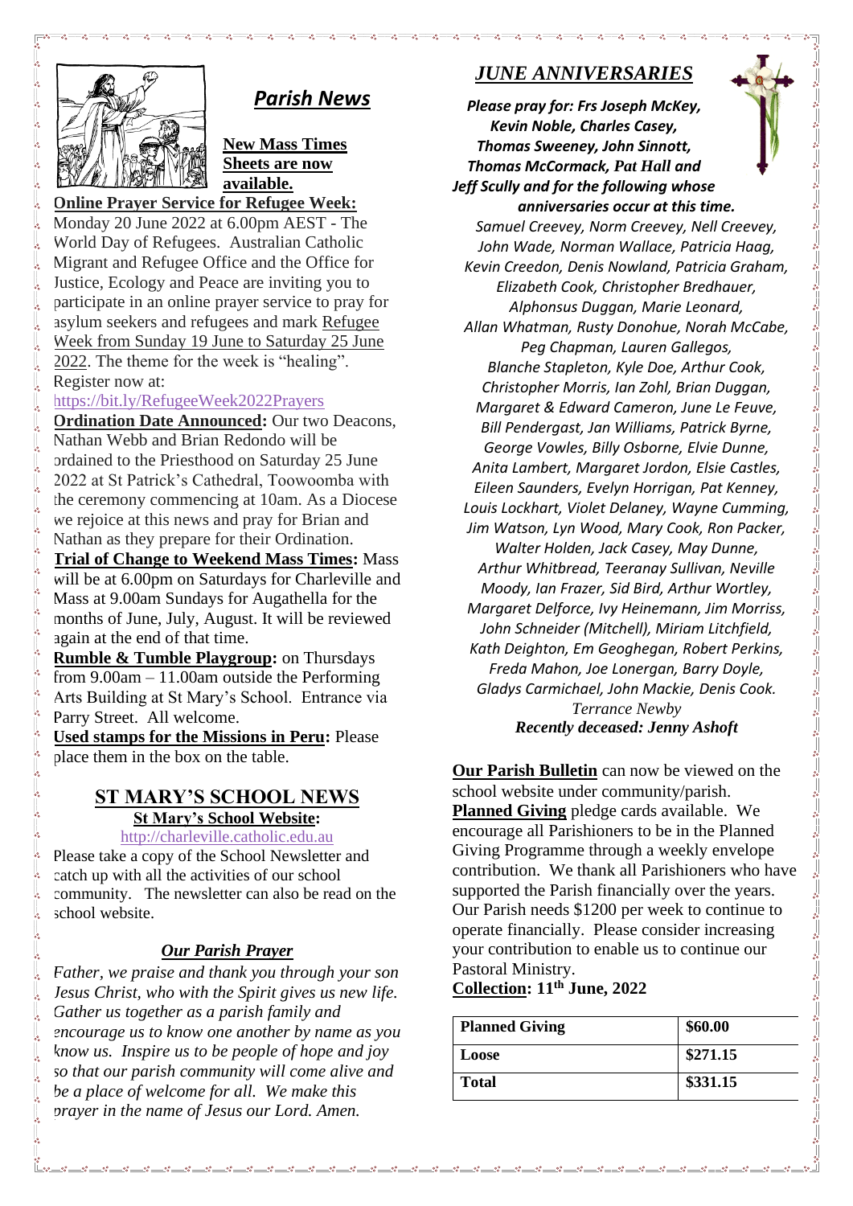## *Parish News*

**New Mass Times Sheets are now available.**

**Online Prayer Service for Refugee Week:** Monday 20 June 2022 at 6.00pm AEST - The World Day of Refugees. Australian Catholic Migrant and Refugee Office and the Office for Justice, Ecology and Peace are inviting you to participate in an online prayer service to pray for asylum seekers and refugees and mark Refugee Week from Sunday 19 June to Saturday 25 June 2022. The theme for the week is "healing". Register now at: https://bit.ly/RefugeeWeek2022Prayers

**Ordination Date Announced:** Our two Deacons, Nathan Webb and Brian Redondo will be ordained to the Priesthood on Saturday 25 June 2022 at St Patrick's Cathedral, Toowoomba with the ceremony commencing at 10am. As a Diocese we rejoice at this news and pray for Brian and Nathan as they prepare for their Ordination.

**Trial of Change to Weekend Mass Times:** Mass will be at 6.00pm on Saturdays for Charleville and Mass at 9.00am Sundays for Augathella for the months of June, July, August. It will be reviewed again at the end of that time.

**Rumble & Tumble Playgroup:** on Thursdays from 9.00am – 11.00am outside the Performing Arts Building at St Mary's School. Entrance via Parry Street. All welcome.

**Used stamps for the Missions in Peru:** Please place them in the box on the table.

## ST MARY'S SCHOOL NEWS

**St Mary's School Website:**
http://charleville.catholic.edu.au

Please take a copy of the School Newsletter and catch up with all the activities of our school community. The newsletter can also be read on the school website.

### *Our Parish Prayer*

*Father, we praise and thank you through your son Jesus Christ, who with the Spirit gives us new life. Gather us together as a parish family and encourage us to know one another by name as you know us. Inspire us to be people of hope and joy so that our parish community will come alive and be a place of welcome for all. We make this prayer in the name of Jesus our Lord. Amen.*

## *JUNE ANNIVERSARIES*

***Please pray for: Frs Joseph McKey, Kevin Noble, Charles Casey, Thomas Sweeney, John Sinnott, Thomas McCormack, Pat Hall and Jeff Scully and for the following whose anniversaries occur at this time.***

*Samuel Creevey, Norm Creevey, Nell Creevey, John Wade, Norman Wallace, Patricia Haag, Kevin Creedon, Denis Nowland, Patricia Graham, Elizabeth Cook, Christopher Bredhauer, Alphonsus Duggan, Marie Leonard, Allan Whatman, Rusty Donohue, Norah McCabe, Peg Chapman, Lauren Gallegos, Blanche Stapleton, Kyle Doe, Arthur Cook, Christopher Morris, Ian Zohl, Brian Duggan, Margaret & Edward Cameron, June Le Feuve, Bill Pendergast, Jan Williams, Patrick Byrne, George Vowles, Billy Osborne, Elvie Dunne, Anita Lambert, Margaret Jordon, Elsie Castles, Eileen Saunders, Evelyn Horrigan, Pat Kenney, Louis Lockhart, Violet Delaney, Wayne Cumming, Jim Watson, Lyn Wood, Mary Cook, Ron Packer, Walter Holden, Jack Casey, May Dunne, Arthur Whitbread, Teeranay Sullivan, Neville Moody, Ian Frazer, Sid Bird, Arthur Wortley, Margaret Delforce, Ivy Heinemann, Jim Morriss, John Schneider (Mitchell), Miriam Litchfield, Kath Deighton, Em Geoghegan, Robert Perkins, Freda Mahon, Joe Lonergan, Barry Doyle, Gladys Carmichael, John Mackie, Denis Cook. Terrance Newby*

***Recently deceased: Jenny Ashoft***

**Our Parish Bulletin** can now be viewed on the school website under community/parish.

**Planned Giving** pledge cards available. We encourage all Parishioners to be in the Planned Giving Programme through a weekly envelope contribution. We thank all Parishioners who have supported the Parish financially over the years. Our Parish needs $1200 per week to continue to operate financially. Please consider increasing your contribution to enable us to continue our Pastoral Ministry.

**Collection: 11th June, 2022**

| | |
|---|---|
| **Planned Giving** | **$60.00** |
| **Loose** | **$271.15** |
| **Total** | **$331.15** |